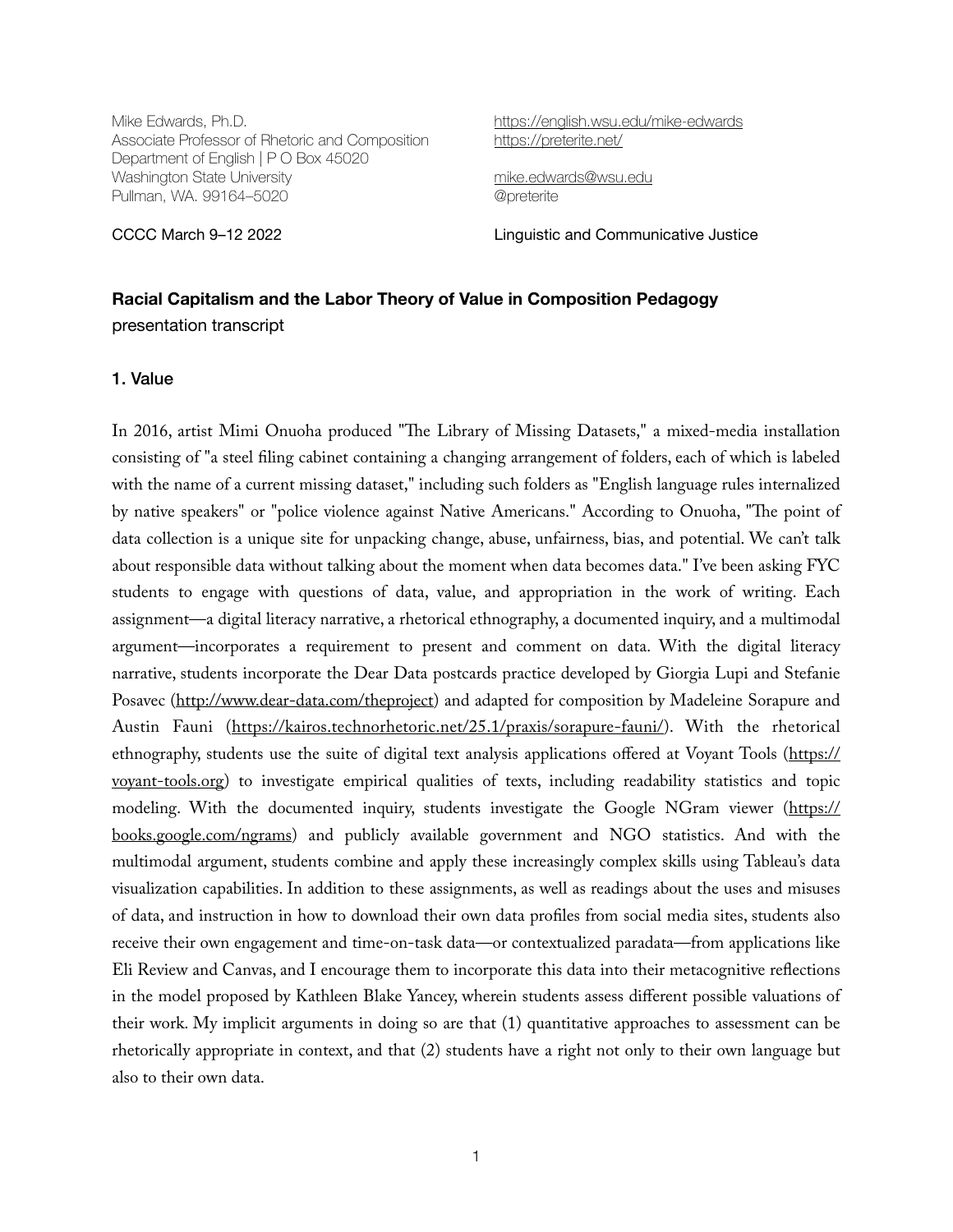Mike Edwards, Ph.D.
Associate Professor of Rhetoric and Composition
Department of English | P O Box 45020
Washington State University
Pullman, WA. 99164–5020

https://english.wsu.edu/mike-edwards
https://preterite.net/

mike.edwards@wsu.edu
@preterite

CCCC March 9–12 2022

Linguistic and Communicative Justice

**Racial Capitalism and the Labor Theory of Value in Composition Pedagogy**
presentation transcript

## 1. Value

In 2016, artist Mimi Onuoha produced "The Library of Missing Datasets," a mixed-media installation consisting of "a steel filing cabinet containing a changing arrangement of folders, each of which is labeled with the name of a current missing dataset," including such folders as "English language rules internalized by native speakers" or "police violence against Native Americans." According to Onuoha, "The point of data collection is a unique site for unpacking change, abuse, unfairness, bias, and potential. We can't talk about responsible data without talking about the moment when data becomes data." I've been asking FYC students to engage with questions of data, value, and appropriation in the work of writing. Each assignment—a digital literacy narrative, a rhetorical ethnography, a documented inquiry, and a multimodal argument—incorporates a requirement to present and comment on data. With the digital literacy narrative, students incorporate the Dear Data postcards practice developed by Giorgia Lupi and Stefanie Posavec (http://www.dear-data.com/theproject) and adapted for composition by Madeleine Sorapure and Austin Fauni (https://kairos.technorhetoric.net/25.1/praxis/sorapure-fauni/). With the rhetorical ethnography, students use the suite of digital text analysis applications offered at Voyant Tools (https://voyant-tools.org) to investigate empirical qualities of texts, including readability statistics and topic modeling. With the documented inquiry, students investigate the Google NGram viewer (https://books.google.com/ngrams) and publicly available government and NGO statistics. And with the multimodal argument, students combine and apply these increasingly complex skills using Tableau's data visualization capabilities. In addition to these assignments, as well as readings about the uses and misuses of data, and instruction in how to download their own data profiles from social media sites, students also receive their own engagement and time-on-task data—or contextualized paradata—from applications like Eli Review and Canvas, and I encourage them to incorporate this data into their metacognitive reflections in the model proposed by Kathleen Blake Yancey, wherein students assess different possible valuations of their work. My implicit arguments in doing so are that (1) quantitative approaches to assessment can be rhetorically appropriate in context, and that (2) students have a right not only to their own language but also to their own data.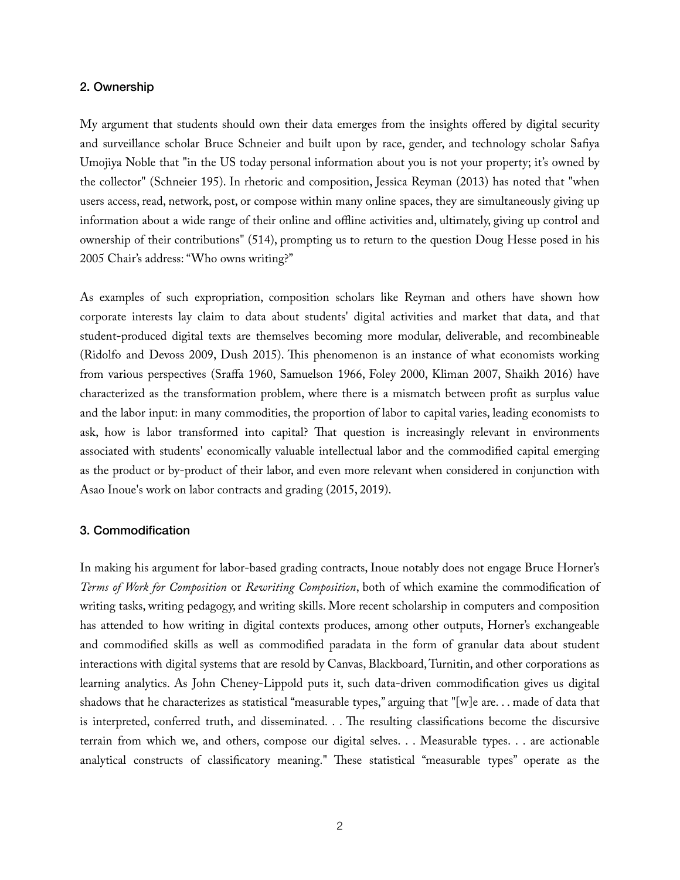## 2. Ownership

My argument that students should own their data emerges from the insights offered by digital security and surveillance scholar Bruce Schneier and built upon by race, gender, and technology scholar Safiya Umojiya Noble that "in the US today personal information about you is not your property; it's owned by the collector" (Schneier 195). In rhetoric and composition, Jessica Reyman (2013) has noted that "when users access, read, network, post, or compose within many online spaces, they are simultaneously giving up information about a wide range of their online and offline activities and, ultimately, giving up control and ownership of their contributions" (514), prompting us to return to the question Doug Hesse posed in his 2005 Chair's address: "Who owns writing?"

As examples of such expropriation, composition scholars like Reyman and others have shown how corporate interests lay claim to data about students' digital activities and market that data, and that student-produced digital texts are themselves becoming more modular, deliverable, and recombineable (Ridolfo and Devoss 2009, Dush 2015). This phenomenon is an instance of what economists working from various perspectives (Sraffa 1960, Samuelson 1966, Foley 2000, Kliman 2007, Shaikh 2016) have characterized as the transformation problem, where there is a mismatch between profit as surplus value and the labor input: in many commodities, the proportion of labor to capital varies, leading economists to ask, how is labor transformed into capital? That question is increasingly relevant in environments associated with students' economically valuable intellectual labor and the commodified capital emerging as the product or by-product of their labor, and even more relevant when considered in conjunction with Asao Inoue's work on labor contracts and grading (2015, 2019).

## 3. Commodification

In making his argument for labor-based grading contracts, Inoue notably does not engage Bruce Horner's *Terms of Work for Composition* or *Rewriting Composition*, both of which examine the commodification of writing tasks, writing pedagogy, and writing skills. More recent scholarship in computers and composition has attended to how writing in digital contexts produces, among other outputs, Horner's exchangeable and commodified skills as well as commodified paradata in the form of granular data about student interactions with digital systems that are resold by Canvas, Blackboard, Turnitin, and other corporations as learning analytics. As John Cheney-Lippold puts it, such data-driven commodification gives us digital shadows that he characterizes as statistical "measurable types," arguing that "[w]e are. . . made of data that is interpreted, conferred truth, and disseminated. . . The resulting classifications become the discursive terrain from which we, and others, compose our digital selves. . . Measurable types. . . are actionable analytical constructs of classificatory meaning." These statistical "measurable types" operate as the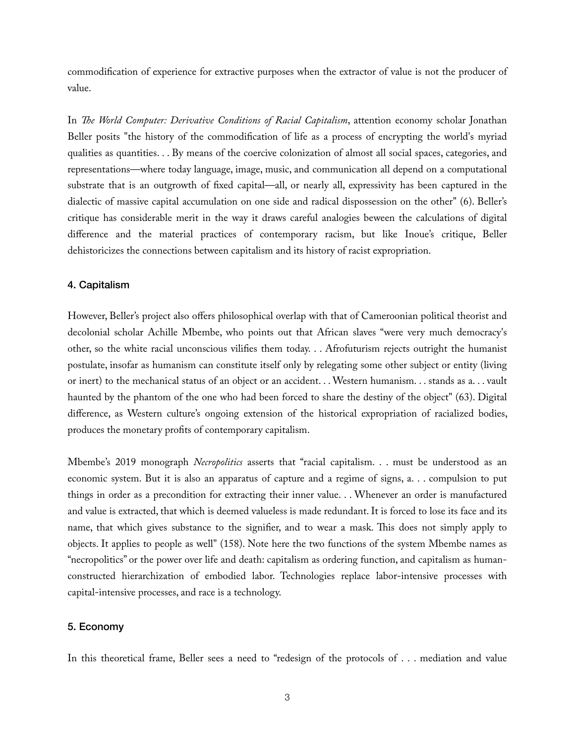commodification of experience for extractive purposes when the extractor of value is not the producer of value.

In *The World Computer: Derivative Conditions of Racial Capitalism*, attention economy scholar Jonathan Beller posits "the history of the commodification of life as a process of encrypting the world's myriad qualities as quantities. . . By means of the coercive colonization of almost all social spaces, categories, and representations—where today language, image, music, and communication all depend on a computational substrate that is an outgrowth of fixed capital—all, or nearly all, expressivity has been captured in the dialectic of massive capital accumulation on one side and radical dispossession on the other" (6). Beller's critique has considerable merit in the way it draws careful analogies beween the calculations of digital difference and the material practices of contemporary racism, but like Inoue's critique, Beller dehistoricizes the connections between capitalism and its history of racist expropriation.

#### 4. Capitalism

However, Beller's project also offers philosophical overlap with that of Cameroonian political theorist and decolonial scholar Achille Mbembe, who points out that African slaves "were very much democracy's other, so the white racial unconscious vilifies them today. . . Afrofuturism rejects outright the humanist postulate, insofar as humanism can constitute itself only by relegating some other subject or entity (living or inert) to the mechanical status of an object or an accident. . . Western humanism. . . stands as a. . . vault haunted by the phantom of the one who had been forced to share the destiny of the object" (63). Digital difference, as Western culture's ongoing extension of the historical expropriation of racialized bodies, produces the monetary profits of contemporary capitalism.

Mbembe's 2019 monograph *Necropolitics* asserts that "racial capitalism. . . must be understood as an economic system. But it is also an apparatus of capture and a regime of signs, a. . . compulsion to put things in order as a precondition for extracting their inner value. . . Whenever an order is manufactured and value is extracted, that which is deemed valueless is made redundant. It is forced to lose its face and its name, that which gives substance to the signifier, and to wear a mask. This does not simply apply to objects. It applies to people as well" (158). Note here the two functions of the system Mbembe names as "necropolitics" or the power over life and death: capitalism as ordering function, and capitalism as human-constructed hierarchization of embodied labor. Technologies replace labor-intensive processes with capital-intensive processes, and race is a technology.

#### 5. Economy

In this theoretical frame, Beller sees a need to "redesign of the protocols of . . . mediation and value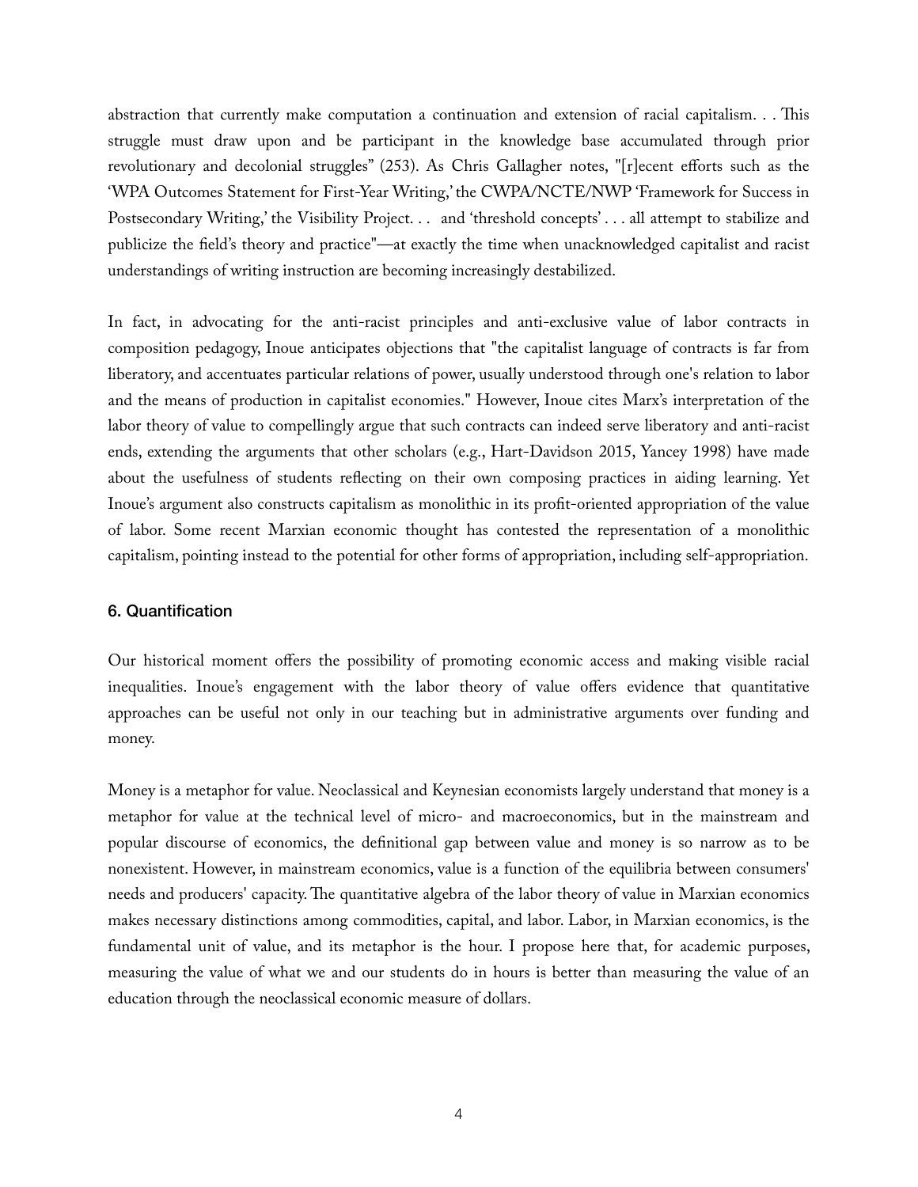abstraction that currently make computation a continuation and extension of racial capitalism. . . This struggle must draw upon and be participant in the knowledge base accumulated through prior revolutionary and decolonial struggles" (253). As Chris Gallagher notes, "[r]ecent efforts such as the 'WPA Outcomes Statement for First-Year Writing,' the CWPA/NCTE/NWP 'Framework for Success in Postsecondary Writing,' the Visibility Project. . . and 'threshold concepts' . . . all attempt to stabilize and publicize the field's theory and practice"—at exactly the time when unacknowledged capitalist and racist understandings of writing instruction are becoming increasingly destabilized.

In fact, in advocating for the anti-racist principles and anti-exclusive value of labor contracts in composition pedagogy, Inoue anticipates objections that "the capitalist language of contracts is far from liberatory, and accentuates particular relations of power, usually understood through one's relation to labor and the means of production in capitalist economies." However, Inoue cites Marx's interpretation of the labor theory of value to compellingly argue that such contracts can indeed serve liberatory and anti-racist ends, extending the arguments that other scholars (e.g., Hart-Davidson 2015, Yancey 1998) have made about the usefulness of students reflecting on their own composing practices in aiding learning. Yet Inoue's argument also constructs capitalism as monolithic in its profit-oriented appropriation of the value of labor. Some recent Marxian economic thought has contested the representation of a monolithic capitalism, pointing instead to the potential for other forms of appropriation, including self-appropriation.

## 6. Quantification

Our historical moment offers the possibility of promoting economic access and making visible racial inequalities. Inoue's engagement with the labor theory of value offers evidence that quantitative approaches can be useful not only in our teaching but in administrative arguments over funding and money.

Money is a metaphor for value. Neoclassical and Keynesian economists largely understand that money is a metaphor for value at the technical level of micro- and macroeconomics, but in the mainstream and popular discourse of economics, the definitional gap between value and money is so narrow as to be nonexistent. However, in mainstream economics, value is a function of the equilibria between consumers' needs and producers' capacity. The quantitative algebra of the labor theory of value in Marxian economics makes necessary distinctions among commodities, capital, and labor. Labor, in Marxian economics, is the fundamental unit of value, and its metaphor is the hour. I propose here that, for academic purposes, measuring the value of what we and our students do in hours is better than measuring the value of an education through the neoclassical economic measure of dollars.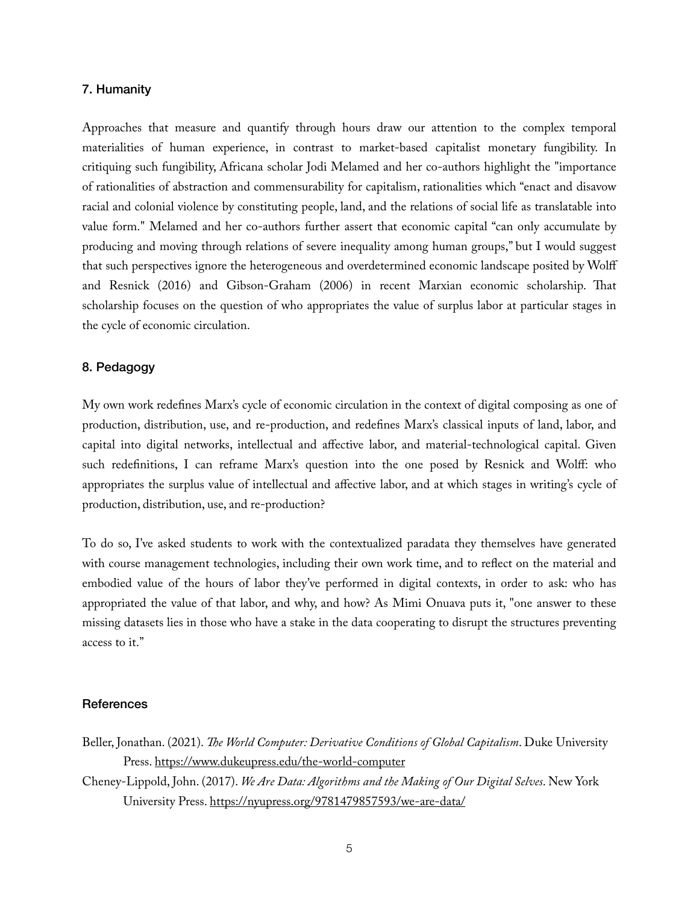## 7. Humanity

Approaches that measure and quantify through hours draw our attention to the complex temporal materialities of human experience, in contrast to market-based capitalist monetary fungibility. In critiquing such fungibility, Africana scholar Jodi Melamed and her co-authors highlight the "importance of rationalities of abstraction and commensurability for capitalism, rationalities which "enact and disavow racial and colonial violence by constituting people, land, and the relations of social life as translatable into value form." Melamed and her co-authors further assert that economic capital "can only accumulate by producing and moving through relations of severe inequality among human groups," but I would suggest that such perspectives ignore the heterogeneous and overdetermined economic landscape posited by Wolff and Resnick (2016) and Gibson-Graham (2006) in recent Marxian economic scholarship. That scholarship focuses on the question of who appropriates the value of surplus labor at particular stages in the cycle of economic circulation.

## 8. Pedagogy

My own work redefines Marx's cycle of economic circulation in the context of digital composing as one of production, distribution, use, and re-production, and redefines Marx's classical inputs of land, labor, and capital into digital networks, intellectual and affective labor, and material-technological capital. Given such redefinitions, I can reframe Marx's question into the one posed by Resnick and Wolff: who appropriates the surplus value of intellectual and affective labor, and at which stages in writing's cycle of production, distribution, use, and re-production?

To do so, I've asked students to work with the contextualized paradata they themselves have generated with course management technologies, including their own work time, and to reflect on the material and embodied value of the hours of labor they've performed in digital contexts, in order to ask: who has appropriated the value of that labor, and why, and how? As Mimi Onuava puts it, "one answer to these missing datasets lies in those who have a stake in the data cooperating to disrupt the structures preventing access to it."

## References

Beller, Jonathan. (2021). *The World Computer: Derivative Conditions of Global Capitalism*. Duke University Press. https://www.dukeupress.edu/the-world-computer

Cheney-Lippold, John. (2017). *We Are Data: Algorithms and the Making of Our Digital Selves*. New York University Press. https://nyupress.org/9781479857593/we-are-data/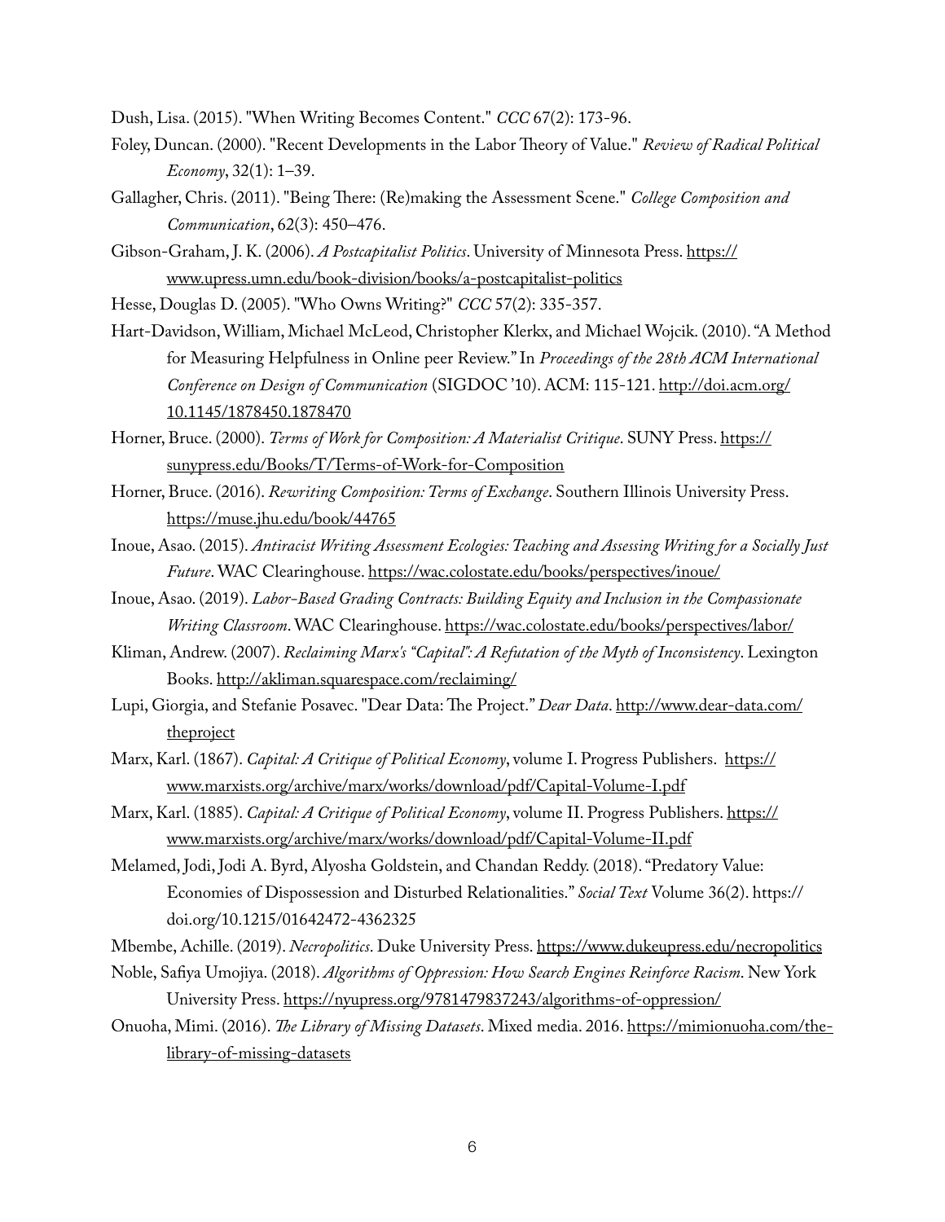Dush, Lisa. (2015). "When Writing Becomes Content." *CCC* 67(2): 173-96.

Foley, Duncan. (2000). "Recent Developments in the Labor Theory of Value." *Review of Radical Political Economy*, 32(1): 1–39.

Gallagher, Chris. (2011). "Being There: (Re)making the Assessment Scene." *College Composition and Communication*, 62(3): 450–476.

Gibson-Graham, J. K. (2006). *A Postcapitalist Politics*. University of Minnesota Press. https://www.upress.umn.edu/book-division/books/a-postcapitalist-politics

Hesse, Douglas D. (2005). "Who Owns Writing?" *CCC* 57(2): 335-357.

Hart-Davidson, William, Michael McLeod, Christopher Klerkx, and Michael Wojcik. (2010). "A Method for Measuring Helpfulness in Online peer Review." In *Proceedings of the 28th ACM International Conference on Design of Communication* (SIGDOC '10). ACM: 115-121. http://doi.acm.org/10.1145/1878450.1878470

Horner, Bruce. (2000). *Terms of Work for Composition: A Materialist Critique*. SUNY Press. https://sunypress.edu/Books/T/Terms-of-Work-for-Composition

Horner, Bruce. (2016). *Rewriting Composition: Terms of Exchange*. Southern Illinois University Press. https://muse.jhu.edu/book/44765

Inoue, Asao. (2015). *Antiracist Writing Assessment Ecologies: Teaching and Assessing Writing for a Socially Just Future*. WAC Clearinghouse. https://wac.colostate.edu/books/perspectives/inoue/

Inoue, Asao. (2019). *Labor-Based Grading Contracts: Building Equity and Inclusion in the Compassionate Writing Classroom*. WAC Clearinghouse. https://wac.colostate.edu/books/perspectives/labor/

Kliman, Andrew. (2007). *Reclaiming Marx's "Capital": A Refutation of the Myth of Inconsistency*. Lexington Books. http://akliman.squarespace.com/reclaiming/

Lupi, Giorgia, and Stefanie Posavec. "Dear Data: The Project." *Dear Data*. http://www.dear-data.com/theproject

Marx, Karl. (1867). *Capital: A Critique of Political Economy*, volume I. Progress Publishers. https://www.marxists.org/archive/marx/works/download/pdf/Capital-Volume-I.pdf

Marx, Karl. (1885). *Capital: A Critique of Political Economy*, volume II. Progress Publishers. https://www.marxists.org/archive/marx/works/download/pdf/Capital-Volume-II.pdf

Melamed, Jodi, Jodi A. Byrd, Alyosha Goldstein, and Chandan Reddy. (2018). "Predatory Value: Economies of Dispossession and Disturbed Relationalities." *Social Text* Volume 36(2). https://doi.org/10.1215/01642472-4362325

Mbembe, Achille. (2019). *Necropolitics*. Duke University Press. https://www.dukeupress.edu/necropolitics

Noble, Safiya Umojiya. (2018). *Algorithms of Oppression: How Search Engines Reinforce Racism*. New York University Press. https://nyupress.org/9781479837243/algorithms-of-oppression/

Onuoha, Mimi. (2016). *The Library of Missing Datasets*. Mixed media. 2016. https://mimionuoha.com/the-library-of-missing-datasets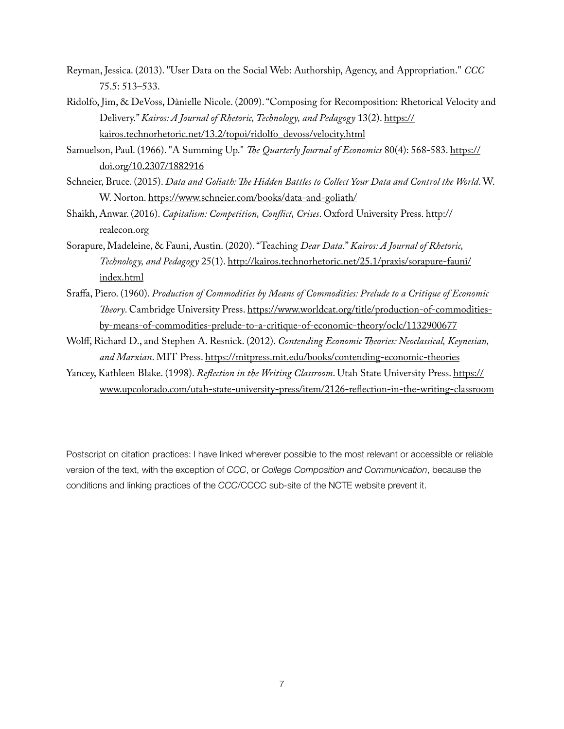Reyman, Jessica. (2013). "User Data on the Social Web: Authorship, Agency, and Appropriation." *CCC* 75.5: 513–533.

Ridolfo, Jim, & DeVoss, Dànielle Nicole. (2009). "Composing for Recomposition: Rhetorical Velocity and Delivery." *Kairos: A Journal of Rhetoric, Technology, and Pedagogy* 13(2). https://kairos.technorhetoric.net/13.2/topoi/ridolfo_devoss/velocity.html

Samuelson, Paul. (1966). "A Summing Up." *The Quarterly Journal of Economics* 80(4): 568-583. https://doi.org/10.2307/1882916

Schneier, Bruce. (2015). *Data and Goliath: The Hidden Battles to Collect Your Data and Control the World*. W. W. Norton. https://www.schneier.com/books/data-and-goliath/

Shaikh, Anwar. (2016). *Capitalism: Competition, Conflict, Crises*. Oxford University Press. http://realecon.org

Sorapure, Madeleine, & Fauni, Austin. (2020). "Teaching *Dear Data*." *Kairos: A Journal of Rhetoric, Technology, and Pedagogy* 25(1). http://kairos.technorhetoric.net/25.1/praxis/sorapure-fauni/index.html

Sraffa, Piero. (1960). *Production of Commodities by Means of Commodities: Prelude to a Critique of Economic Theory*. Cambridge University Press. https://www.worldcat.org/title/production-of-commodities-by-means-of-commodities-prelude-to-a-critique-of-economic-theory/oclc/1132900677

Wolff, Richard D., and Stephen A. Resnick. (2012). *Contending Economic Theories: Neoclassical, Keynesian, and Marxian*. MIT Press. https://mitpress.mit.edu/books/contending-economic-theories

Yancey, Kathleen Blake. (1998). *Reflection in the Writing Classroom*. Utah State University Press. https://www.upcolorado.com/utah-state-university-press/item/2126-reflection-in-the-writing-classroom

Postscript on citation practices: I have linked wherever possible to the most relevant or accessible or reliable version of the text, with the exception of *CCC*, or *College Composition and Communication*, because the conditions and linking practices of the *CCC*/CCCC sub-site of the NCTE website prevent it.